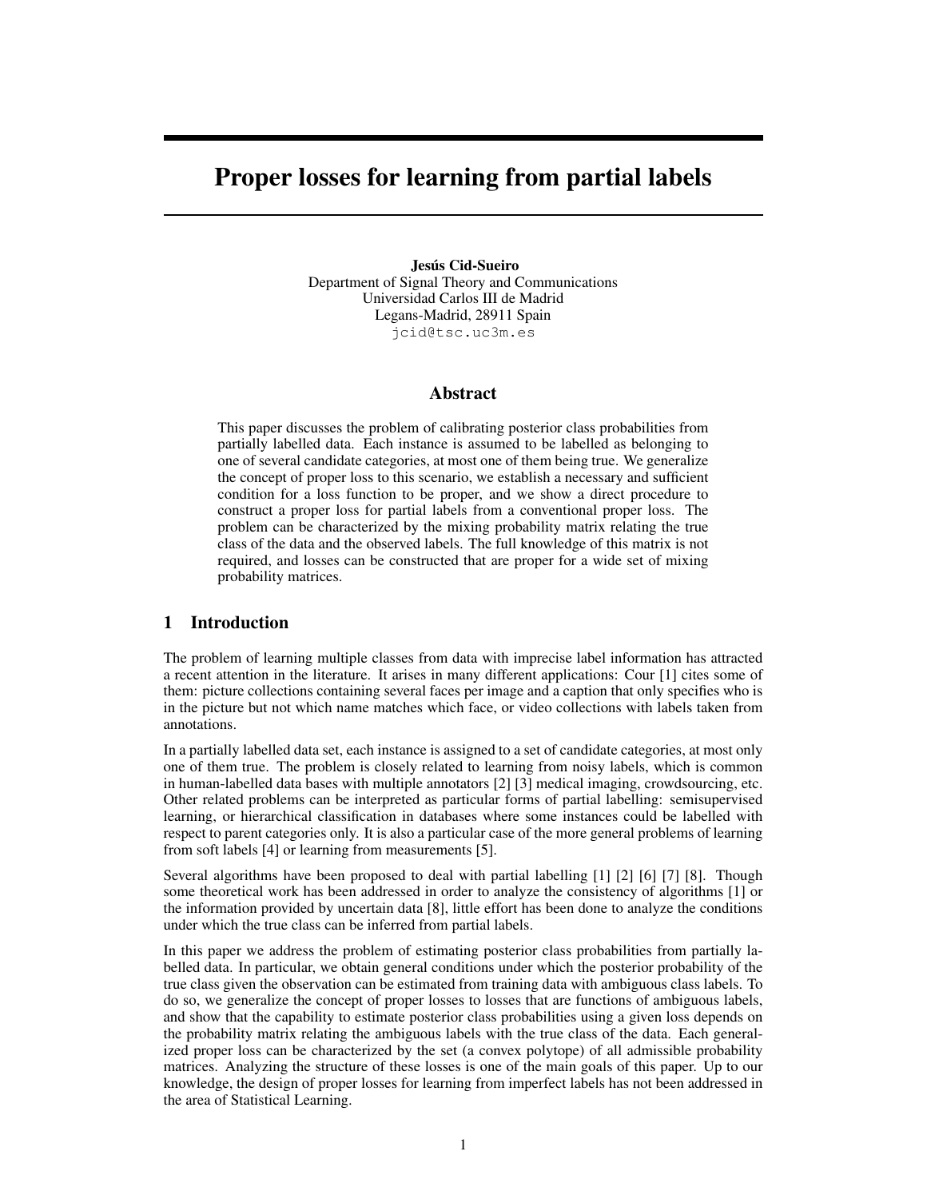# Proper losses for learning from partial labels

**Jesús Cid-Sueiro**
Department of Signal Theory and Communications
Universidad Carlos III de Madrid
Legans-Madrid, 28911 Spain
jcid@tsc.uc3m.es

## Abstract

This paper discusses the problem of calibrating posterior class probabilities from partially labelled data. Each instance is assumed to be labelled as belonging to one of several candidate categories, at most one of them being true. We generalize the concept of proper loss to this scenario, we establish a necessary and sufficient condition for a loss function to be proper, and we show a direct procedure to construct a proper loss for partial labels from a conventional proper loss. The problem can be characterized by the mixing probability matrix relating the true class of the data and the observed labels. The full knowledge of this matrix is not required, and losses can be constructed that are proper for a wide set of mixing probability matrices.

## 1 Introduction

The problem of learning multiple classes from data with imprecise label information has attracted a recent attention in the literature. It arises in many different applications: Cour [1] cites some of them: picture collections containing several faces per image and a caption that only specifies who is in the picture but not which name matches which face, or video collections with labels taken from annotations.

In a partially labelled data set, each instance is assigned to a set of candidate categories, at most only one of them true. The problem is closely related to learning from noisy labels, which is common in human-labelled data bases with multiple annotators [2] [3] medical imaging, crowdsourcing, etc. Other related problems can be interpreted as particular forms of partial labelling: semisupervised learning, or hierarchical classification in databases where some instances could be labelled with respect to parent categories only. It is also a particular case of the more general problems of learning from soft labels [4] or learning from measurements [5].

Several algorithms have been proposed to deal with partial labelling [1] [2] [6] [7] [8]. Though some theoretical work has been addressed in order to analyze the consistency of algorithms [1] or the information provided by uncertain data [8], little effort has been done to analyze the conditions under which the true class can be inferred from partial labels.

In this paper we address the problem of estimating posterior class probabilities from partially labelled data. In particular, we obtain general conditions under which the posterior probability of the true class given the observation can be estimated from training data with ambiguous class labels. To do so, we generalize the concept of proper losses to losses that are functions of ambiguous labels, and show that the capability to estimate posterior class probabilities using a given loss depends on the probability matrix relating the ambiguous labels with the true class of the data. Each generalized proper loss can be characterized by the set (a convex polytope) of all admissible probability matrices. Analyzing the structure of these losses is one of the main goals of this paper. Up to our knowledge, the design of proper losses for learning from imperfect labels has not been addressed in the area of Statistical Learning.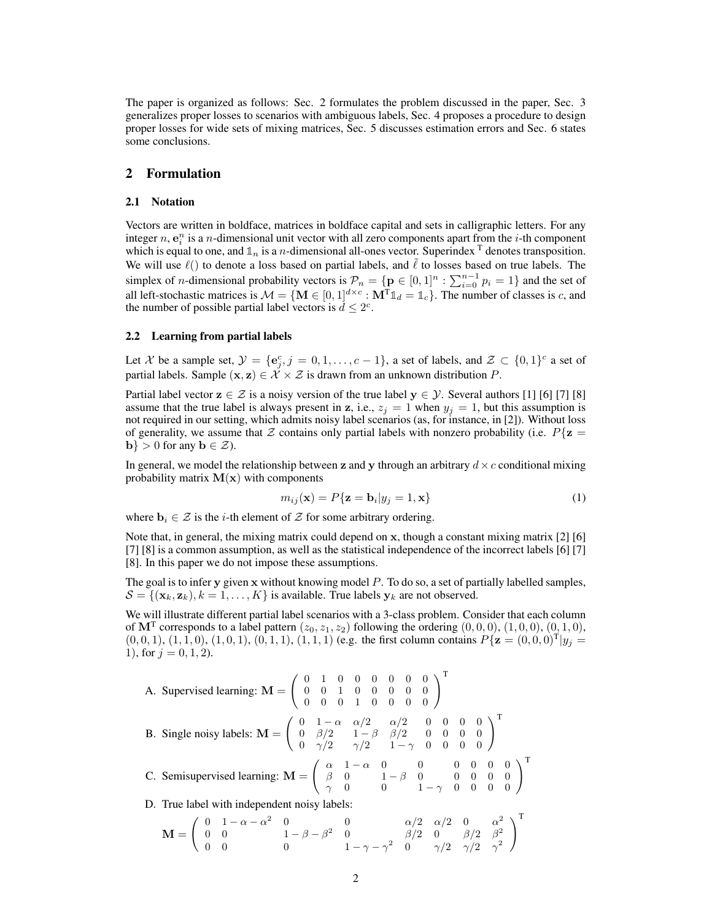The paper is organized as follows: Sec. 2 formulates the problem discussed in the paper, Sec. 3 generalizes proper losses to scenarios with ambiguous labels, Sec. 4 proposes a procedure to design proper losses for wide sets of mixing matrices, Sec. 5 discusses estimation errors and Sec. 6 states some conclusions.

## 2 Formulation

### 2.1 Notation

Vectors are written in boldface, matrices in boldface capital and sets in calligraphic letters. For any integer $n$, $\mathbf{e}_i^n$ is a $n$-dimensional unit vector with all zero components apart from the $i$-th component which is equal to one, and $\mathbb{1}_n$ is a $n$-dimensional all-ones vector. Superindex $^\intercal$ denotes transposition. We will use $\ell()$ to denote a loss based on partial labels, and $\tilde{\ell}$ to losses based on true labels. The simplex of $n$-dimensional probability vectors is $\mathcal{P}_n = \{\mathbf{p} \in [0,1]^n : \sum_{i=0}^{n-1} p_i = 1\}$ and the set of all left-stochastic matrices is $\mathcal{M} = \{\mathbf{M} \in [0,1]^{d \times c} : \mathbf{M}^\intercal \mathbb{1}_d = \mathbb{1}_c\}$. The number of classes is $c$, and the number of possible partial label vectors is $d \leq 2^c$.

### 2.2 Learning from partial labels

Let $\mathcal{X}$ be a sample set, $\mathcal{Y} = \{\mathbf{e}_j^c, j = 0, 1, \ldots, c-1\}$, a set of labels, and $\mathcal{Z} \subset \{0,1\}^c$ a set of partial labels. Sample $(\mathbf{x}, \mathbf{z}) \in \mathcal{X} \times \mathcal{Z}$ is drawn from an unknown distribution $P$.

Partial label vector $\mathbf{z} \in \mathcal{Z}$ is a noisy version of the true label $\mathbf{y} \in \mathcal{Y}$. Several authors [1] [6] [7] [8] assume that the true label is always present in $\mathbf{z}$, i.e., $z_j = 1$ when $y_j = 1$, but this assumption is not required in our setting, which admits noisy label scenarios (as, for instance, in [2]). Without loss of generality, we assume that $\mathcal{Z}$ contains only partial labels with nonzero probability (i.e. $P\{\mathbf{z} = \mathbf{b}\} > 0$ for any $\mathbf{b} \in \mathcal{Z}$).

In general, we model the relationship between $\mathbf{z}$ and $\mathbf{y}$ through an arbitrary $d \times c$ conditional mixing probability matrix $\mathbf{M}(\mathbf{x})$ with components

$$m_{ij}(\mathbf{x}) = P\{\mathbf{z} = \mathbf{b}_i | y_j = 1, \mathbf{x}\} \tag{1}$$

where $\mathbf{b}_i \in \mathcal{Z}$ is the $i$-th element of $\mathcal{Z}$ for some arbitrary ordering.

Note that, in general, the mixing matrix could depend on $\mathbf{x}$, though a constant mixing matrix [2] [6] [7] [8] is a common assumption, as well as the statistical independence of the incorrect labels [6] [7] [8]. In this paper we do not impose these assumptions.

The goal is to infer $\mathbf{y}$ given $\mathbf{x}$ without knowing model $P$. To do so, a set of partially labelled samples, $\mathcal{S} = \{(\mathbf{x}_k, \mathbf{z}_k), k = 1, \ldots, K\}$ is available. True labels $\mathbf{y}_k$ are not observed.

We will illustrate different partial label scenarios with a 3-class problem. Consider that each column of $\mathbf{M}^\intercal$ corresponds to a label pattern $(z_0, z_1, z_2)$ following the ordering $(0,0,0)$, $(1,0,0)$, $(0,1,0)$, $(0,0,1)$, $(1,1,0)$, $(1,0,1)$, $(0,1,1)$, $(1,1,1)$ (e.g. the first column contains $P\{\mathbf{z} = (0,0,0)^\intercal | y_j = 1\}$, for $j = 0, 1, 2$).

A. Supervised learning: $\mathbf{M} = \begin{pmatrix} 0 & 1 & 0 & 0 & 0 & 0 & 0 & 0 \\ 0 & 0 & 1 & 0 & 0 & 0 & 0 & 0 \\ 0 & 0 & 0 & 1 & 0 & 0 & 0 & 0 \end{pmatrix}^\intercal$

B. Single noisy labels: $\mathbf{M} = \begin{pmatrix} 0 & 1-\alpha & \alpha/2 & \alpha/2 & 0 & 0 & 0 & 0 \\ 0 & \beta/2 & 1-\beta & \beta/2 & 0 & 0 & 0 & 0 \\ 0 & \gamma/2 & \gamma/2 & 1-\gamma & 0 & 0 & 0 & 0 \end{pmatrix}^\intercal$

C. Semisupervised learning: $\mathbf{M} = \begin{pmatrix} \alpha & 1-\alpha & 0 & 0 & 0 & 0 & 0 & 0 \\ \beta & 0 & 1-\beta & 0 & 0 & 0 & 0 & 0 \\ \gamma & 0 & 0 & 1-\gamma & 0 & 0 & 0 & 0 \end{pmatrix}^\intercal$

D. True label with independent noisy labels:

$$\mathbf{M} = \begin{pmatrix} 0 & 1-\alpha-\alpha^2 & 0 & 0 & \alpha/2 & \alpha/2 & 0 & \alpha^2 \\ 0 & 0 & 1-\beta-\beta^2 & 0 & \beta/2 & 0 & \beta/2 & \beta^2 \\ 0 & 0 & 0 & 1-\gamma-\gamma^2 & 0 & \gamma/2 & \gamma/2 & \gamma^2 \end{pmatrix}^\intercal$$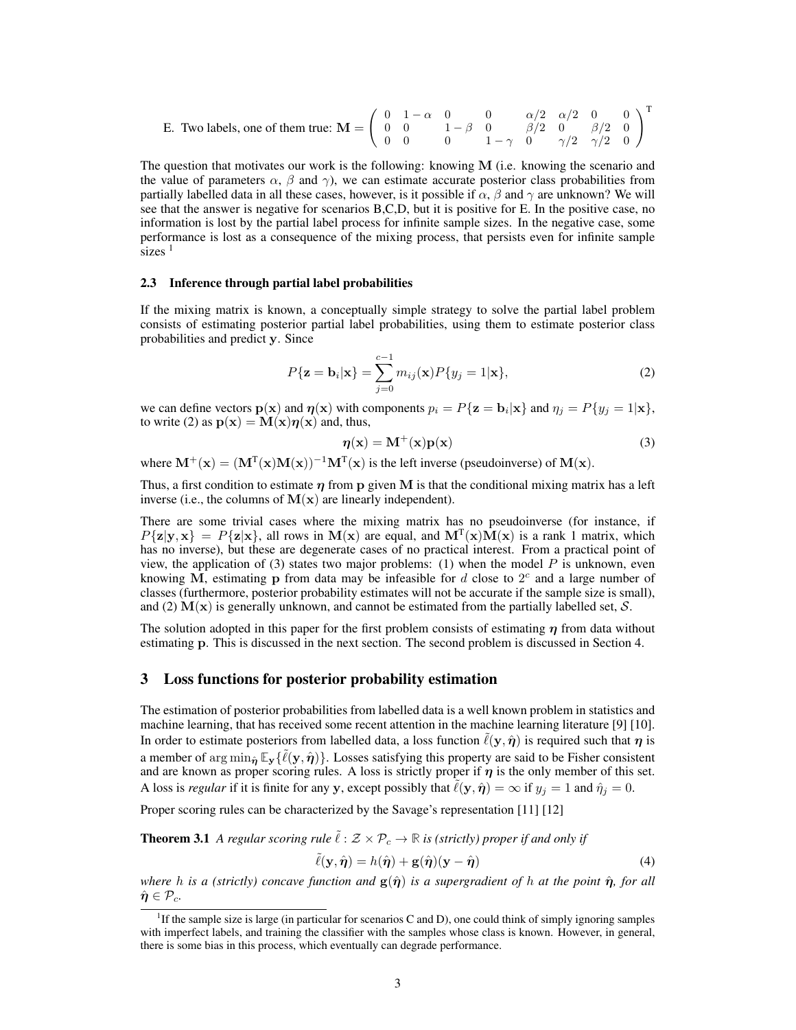E. Two labels, one of them true: $\mathbf{M} = \begin{pmatrix} 0 & 1-\alpha & 0 & 0 & \alpha/2 & \alpha/2 & 0 & 0 \\ 0 & 0 & 1-\beta & 0 & \beta/2 & 0 & \beta/2 & 0 \\ 0 & 0 & 0 & 1-\gamma & 0 & \gamma/2 & \gamma/2 & 0 \end{pmatrix}^{\mathsf{T}}$

The question that motivates our work is the following: knowing $\mathbf{M}$ (i.e. knowing the scenario and the value of parameters $\alpha$, $\beta$ and $\gamma$), we can estimate accurate posterior class probabilities from partially labelled data in all these cases, however, is it possible if $\alpha$, $\beta$ and $\gamma$ are unknown? We will see that the answer is negative for scenarios B,C,D, but it is positive for E. In the positive case, no information is lost by the partial label process for infinite sample sizes. In the negative case, some performance is lost as a consequence of the mixing process, that persists even for infinite sample sizes [1]

### 2.3 Inference through partial label probabilities

If the mixing matrix is known, a conceptually simple strategy to solve the partial label problem consists of estimating posterior partial label probabilities, using them to estimate posterior class probabilities and predict $\mathbf{y}$. Since

$$P\{\mathbf{z} = \mathbf{b}_i|\mathbf{x}\} = \sum_{j=0}^{c-1} m_{ij}(\mathbf{x}) P\{y_j = 1|\mathbf{x}\}, \tag{2}$$

we can define vectors $\mathbf{p}(\mathbf{x})$ and $\boldsymbol{\eta}(\mathbf{x})$ with components $p_i = P\{\mathbf{z} = \mathbf{b}_i|\mathbf{x}\}$ and $\eta_j = P\{y_j = 1|\mathbf{x}\}$, to write (2) as $\mathbf{p}(\mathbf{x}) = \mathbf{M}(\mathbf{x})\boldsymbol{\eta}(\mathbf{x})$ and, thus,

$$\boldsymbol{\eta}(\mathbf{x}) = \mathbf{M}^{+}(\mathbf{x})\mathbf{p}(\mathbf{x}) \tag{3}$$

where $\mathbf{M}^{+}(\mathbf{x}) = (\mathbf{M}^{\mathsf{T}}(\mathbf{x})\mathbf{M}(\mathbf{x}))^{-1}\mathbf{M}^{\mathsf{T}}(\mathbf{x})$ is the left inverse (pseudoinverse) of $\mathbf{M}(\mathbf{x})$.

Thus, a first condition to estimate $\boldsymbol{\eta}$ from $\mathbf{p}$ given $\mathbf{M}$ is that the conditional mixing matrix has a left inverse (i.e., the columns of $\mathbf{M}(\mathbf{x})$ are linearly independent).

There are some trivial cases where the mixing matrix has no pseudoinverse (for instance, if $P\{\mathbf{z}|\mathbf{y}, \mathbf{x}\} = P\{\mathbf{z}|\mathbf{x}\}$, all rows in $\mathbf{M}(\mathbf{x})$ are equal, and $\mathbf{M}^{\mathsf{T}}(\mathbf{x})\mathbf{M}(\mathbf{x})$ is a rank 1 matrix, which has no inverse), but these are degenerate cases of no practical interest. From a practical point of view, the application of (3) states two major problems: (1) when the model $P$ is unknown, even knowing $\mathbf{M}$, estimating $\mathbf{p}$ from data may be infeasible for $d$ close to $2^c$ and a large number of classes (furthermore, posterior probability estimates will not be accurate if the sample size is small), and (2) $\mathbf{M}(\mathbf{x})$ is generally unknown, and cannot be estimated from the partially labelled set, $\mathcal{S}$.

The solution adopted in this paper for the first problem consists of estimating $\boldsymbol{\eta}$ from data without estimating $\mathbf{p}$. This is discussed in the next section. The second problem is discussed in Section 4.

## 3 Loss functions for posterior probability estimation

The estimation of posterior probabilities from labelled data is a well known problem in statistics and machine learning, that has received some recent attention in the machine learning literature [9] [10]. In order to estimate posteriors from labelled data, a loss function $\tilde{\ell}(\mathbf{y}, \hat{\boldsymbol{\eta}})$ is required such that $\boldsymbol{\eta}$ is a member of $\arg\min_{\hat{\boldsymbol{\eta}}} \mathbb{E}_{\mathbf{y}}\{\tilde{\ell}(\mathbf{y}, \hat{\boldsymbol{\eta}})\}$. Losses satisfying this property are said to be Fisher consistent and are known as proper scoring rules. A loss is strictly proper if $\boldsymbol{\eta}$ is the only member of this set. A loss is *regular* if it is finite for any $\mathbf{y}$, except possibly that $\tilde{\ell}(\mathbf{y}, \hat{\boldsymbol{\eta}}) = \infty$ if $y_j = 1$ and $\hat{\eta}_j = 0$.

Proper scoring rules can be characterized by the Savage's representation [11] [12]

**Theorem 3.1** *A regular scoring rule $\tilde{\ell} : \mathcal{Z} \times \mathcal{P}_c \to \mathbb{R}$ is (strictly) proper if and only if*

$$\tilde{\ell}(\mathbf{y}, \hat{\boldsymbol{\eta}}) = h(\hat{\boldsymbol{\eta}}) + \mathbf{g}(\hat{\boldsymbol{\eta}})(\mathbf{y} - \hat{\boldsymbol{\eta}}) \tag{4}$$

*where $h$ is a (strictly) concave function and $\mathbf{g}(\hat{\boldsymbol{\eta}})$ is a supergradient of $h$ at the point $\hat{\boldsymbol{\eta}}$, for all $\hat{\boldsymbol{\eta}} \in \mathcal{P}_c$.*

---

[1] If the sample size is large (in particular for scenarios C and D), one could think of simply ignoring samples with imperfect labels, and training the classifier with the samples whose class is known. However, in general, there is some bias in this process, which eventually can degrade performance.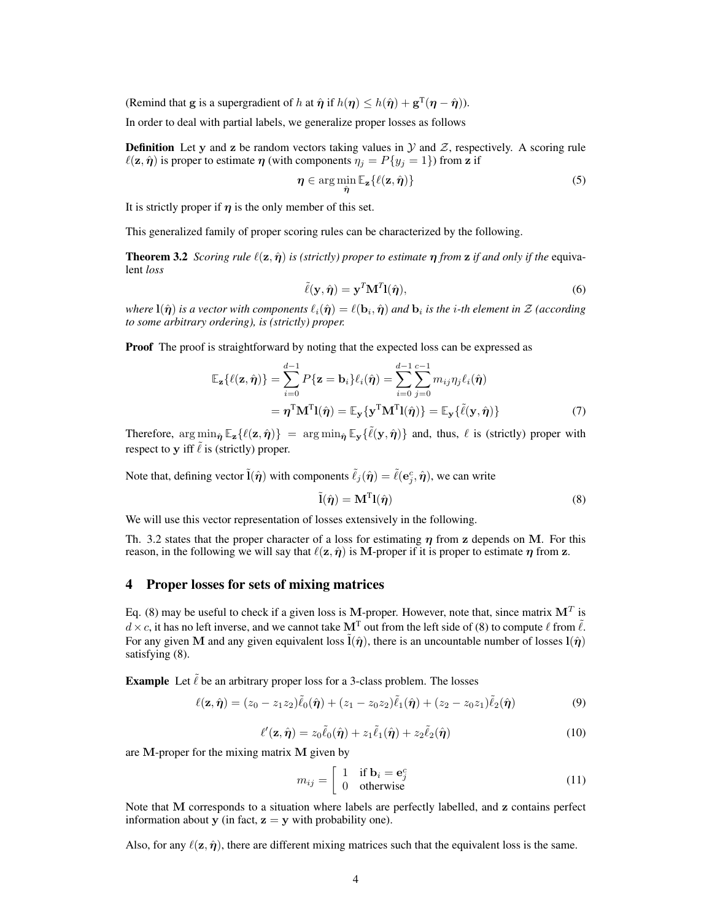(Remind that $\mathbf{g}$ is a supergradient of $h$ at $\hat{\boldsymbol{\eta}}$ if $h(\boldsymbol{\eta}) \leq h(\hat{\boldsymbol{\eta}}) + \mathbf{g}^{\mathrm{T}}(\boldsymbol{\eta} - \hat{\boldsymbol{\eta}})$).

In order to deal with partial labels, we generalize proper losses as follows

**Definition** Let $\mathbf{y}$ and $\mathbf{z}$ be random vectors taking values in $\mathcal{Y}$ and $\mathcal{Z}$, respectively. A scoring rule $\ell(\mathbf{z}, \hat{\boldsymbol{\eta}})$ is proper to estimate $\boldsymbol{\eta}$ (with components $\eta_j = P\{y_j = 1\}$) from $\mathbf{z}$ if

$$\boldsymbol{\eta} \in \arg\min_{\hat{\boldsymbol{\eta}}} \mathbb{E}_{\mathbf{z}}\{\ell(\mathbf{z}, \hat{\boldsymbol{\eta}})\} \tag{5}$$

It is strictly proper if $\boldsymbol{\eta}$ is the only member of this set.

This generalized family of proper scoring rules can be characterized by the following.

**Theorem 3.2** *Scoring rule $\ell(\mathbf{z}, \hat{\boldsymbol{\eta}})$ is (strictly) proper to estimate $\boldsymbol{\eta}$ from $\mathbf{z}$ if and only if the* equivalent *loss*

$$\tilde{\ell}(\mathbf{y}, \hat{\boldsymbol{\eta}}) = \mathbf{y}^T \mathbf{M}^T \mathbf{l}(\hat{\boldsymbol{\eta}}), \tag{6}$$

*where $\mathbf{l}(\hat{\boldsymbol{\eta}})$ is a vector with components $\ell_i(\hat{\boldsymbol{\eta}}) = \ell(\mathbf{b}_i, \hat{\boldsymbol{\eta}})$ and $\mathbf{b}_i$ is the $i$-th element in $\mathcal{Z}$ (according to some arbitrary ordering), is (strictly) proper.*

**Proof** The proof is straightforward by noting that the expected loss can be expressed as

$$\begin{aligned}
\mathbb{E}_{\mathbf{z}}\{\ell(\mathbf{z}, \hat{\boldsymbol{\eta}})\} &= \sum_{i=0}^{d-1} P\{\mathbf{z} = \mathbf{b}_i\} \ell_i(\hat{\boldsymbol{\eta}}) = \sum_{i=0}^{d-1} \sum_{j=0}^{c-1} m_{ij} \eta_j \ell_i(\hat{\boldsymbol{\eta}}) \\
&= \boldsymbol{\eta}^{\mathrm{T}} \mathbf{M}^{\mathrm{T}} \mathbf{l}(\hat{\boldsymbol{\eta}}) = \mathbb{E}_{\mathbf{y}}\{\mathbf{y}^{\mathrm{T}} \mathbf{M}^{\mathrm{T}} \mathbf{l}(\hat{\boldsymbol{\eta}})\} = \mathbb{E}_{\mathbf{y}}\{\tilde{\ell}(\mathbf{y}, \hat{\boldsymbol{\eta}})\}
\end{aligned} \tag{7}$$

Therefore, $\arg\min_{\hat{\boldsymbol{\eta}}} \mathbb{E}_{\mathbf{z}}\{\ell(\mathbf{z}, \hat{\boldsymbol{\eta}})\} = \arg\min_{\hat{\boldsymbol{\eta}}} \mathbb{E}_{\mathbf{y}}\{\tilde{\ell}(\mathbf{y}, \hat{\boldsymbol{\eta}})\}$ and, thus, $\ell$ is (strictly) proper with respect to $\mathbf{y}$ iff $\tilde{\ell}$ is (strictly) proper.

Note that, defining vector $\tilde{\mathbf{l}}(\hat{\boldsymbol{\eta}})$ with components $\tilde{\ell}_j(\hat{\boldsymbol{\eta}}) = \tilde{\ell}(\mathbf{e}_j^c, \hat{\boldsymbol{\eta}})$, we can write

$$\tilde{\mathbf{l}}(\hat{\boldsymbol{\eta}}) = \mathbf{M}^{\mathrm{T}} \mathbf{l}(\hat{\boldsymbol{\eta}}) \tag{8}$$

We will use this vector representation of losses extensively in the following.

Th. 3.2 states that the proper character of a loss for estimating $\boldsymbol{\eta}$ from $\mathbf{z}$ depends on $\mathbf{M}$. For this reason, in the following we will say that $\ell(\mathbf{z}, \hat{\boldsymbol{\eta}})$ is $\mathbf{M}$-proper if it is proper to estimate $\boldsymbol{\eta}$ from $\mathbf{z}$.

## 4 Proper losses for sets of mixing matrices

Eq. (8) may be useful to check if a given loss is $\mathbf{M}$-proper. However, note that, since matrix $\mathbf{M}^T$ is $d \times c$, it has no left inverse, and we cannot take $\mathbf{M}^{\mathrm{T}}$ out from the left side of (8) to compute $\ell$ from $\tilde{\ell}$. For any given $\mathbf{M}$ and any given equivalent loss $\tilde{\mathbf{l}}(\hat{\boldsymbol{\eta}})$, there is an uncountable number of losses $\mathbf{l}(\hat{\boldsymbol{\eta}})$ satisfying (8).

**Example** Let $\tilde{\ell}$ be an arbitrary proper loss for a 3-class problem. The losses

$$\ell(\mathbf{z}, \hat{\boldsymbol{\eta}}) = (z_0 - z_1 z_2)\tilde{\ell}_0(\hat{\boldsymbol{\eta}}) + (z_1 - z_0 z_2)\tilde{\ell}_1(\hat{\boldsymbol{\eta}}) + (z_2 - z_0 z_1)\tilde{\ell}_2(\hat{\boldsymbol{\eta}}) \tag{9}$$

$$\ell'(\mathbf{z}, \hat{\boldsymbol{\eta}}) = z_0 \tilde{\ell}_0(\hat{\boldsymbol{\eta}}) + z_1 \tilde{\ell}_1(\hat{\boldsymbol{\eta}}) + z_2 \tilde{\ell}_2(\hat{\boldsymbol{\eta}}) \tag{10}$$

are $\mathbf{M}$-proper for the mixing matrix $\mathbf{M}$ given by

$$m_{ij} = \left[ \begin{array}{ll} 1 & \text{if } \mathbf{b}_i = \mathbf{e}_j^c \\ 0 & \text{otherwise} \end{array} \right. \tag{11}$$

Note that $\mathbf{M}$ corresponds to a situation where labels are perfectly labelled, and $\mathbf{z}$ contains perfect information about $\mathbf{y}$ (in fact, $\mathbf{z} = \mathbf{y}$ with probability one).

Also, for any $\ell(\mathbf{z}, \hat{\boldsymbol{\eta}})$, there are different mixing matrices such that the equivalent loss is the same.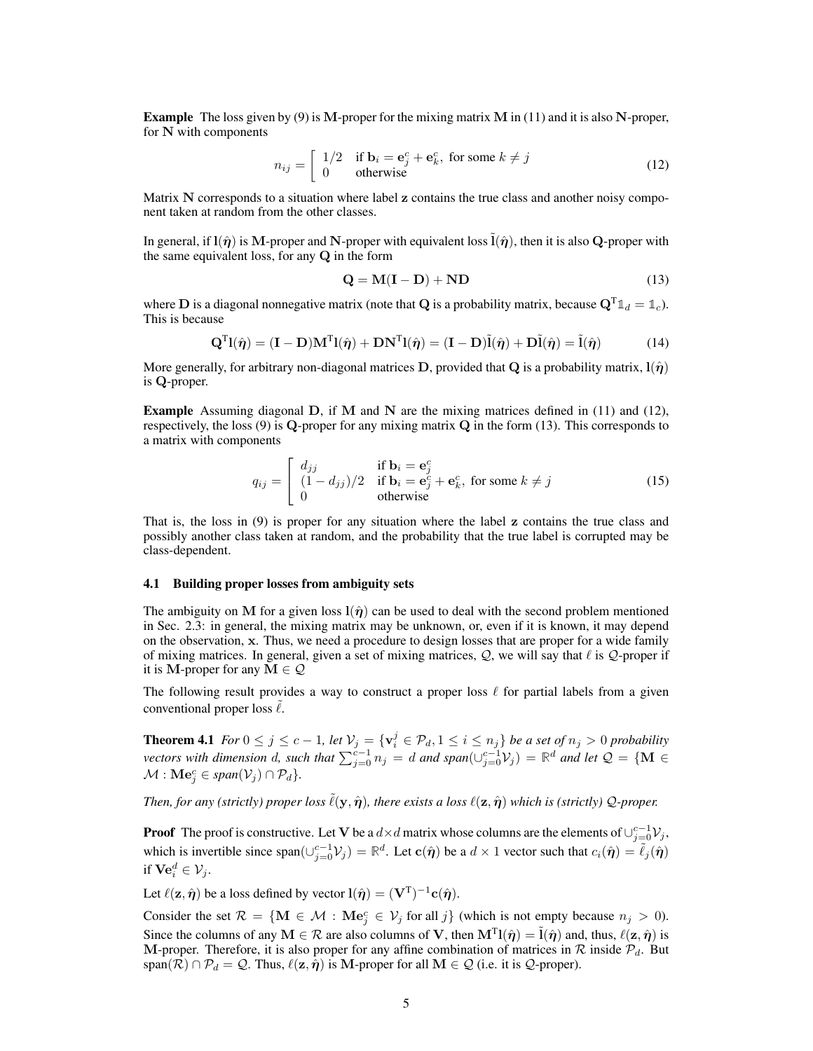**Example** The loss given by (9) is $\mathbf{M}$-proper for the mixing matrix $\mathbf{M}$ in (11) and it is also $\mathbf{N}$-proper, for $\mathbf{N}$ with components

$$n_{ij} = \left[ \begin{array}{ll} 1/2 & \text{if } \mathbf{b}_i = \mathbf{e}_j^c + \mathbf{e}_k^c, \text{ for some } k \neq j \\ 0 & \text{otherwise} \end{array} \right. \tag{12}$$

Matrix $\mathbf{N}$ corresponds to a situation where label $\mathbf{z}$ contains the true class and another noisy component taken at random from the other classes.

In general, if $\mathbf{l}(\hat{\boldsymbol{\eta}})$ is $\mathbf{M}$-proper and $\mathbf{N}$-proper with equivalent loss $\tilde{\mathbf{l}}(\hat{\boldsymbol{\eta}})$, then it is also $\mathbf{Q}$-proper with the same equivalent loss, for any $\mathbf{Q}$ in the form

$$\mathbf{Q} = \mathbf{M}(\mathbf{I} - \mathbf{D}) + \mathbf{N}\mathbf{D} \tag{13}$$

where $\mathbf{D}$ is a diagonal nonnegative matrix (note that $\mathbf{Q}$ is a probability matrix, because $\mathbf{Q}^{\mathrm{T}}\mathbb{1}_d = \mathbb{1}_c$). This is because

$$\mathbf{Q}^{\mathrm{T}}\mathbf{l}(\hat{\boldsymbol{\eta}}) = (\mathbf{I} - \mathbf{D})\mathbf{M}^{\mathrm{T}}\mathbf{l}(\hat{\boldsymbol{\eta}}) + \mathbf{D}\mathbf{N}^{\mathrm{T}}\mathbf{l}(\hat{\boldsymbol{\eta}}) = (\mathbf{I} - \mathbf{D})\tilde{\mathbf{l}}(\hat{\boldsymbol{\eta}}) + \mathbf{D}\tilde{\mathbf{l}}(\hat{\boldsymbol{\eta}}) = \tilde{\mathbf{l}}(\hat{\boldsymbol{\eta}}) \tag{14}$$

More generally, for arbitrary non-diagonal matrices $\mathbf{D}$, provided that $\mathbf{Q}$ is a probability matrix, $\mathbf{l}(\hat{\boldsymbol{\eta}})$ is $\mathbf{Q}$-proper.

**Example** Assuming diagonal $\mathbf{D}$, if $\mathbf{M}$ and $\mathbf{N}$ are the mixing matrices defined in (11) and (12), respectively, the loss (9) is $\mathbf{Q}$-proper for any mixing matrix $\mathbf{Q}$ in the form (13). This corresponds to a matrix with components

$$q_{ij} = \left[ \begin{array}{ll} d_{jj} & \text{if } \mathbf{b}_i = \mathbf{e}_j^c \\ (1 - d_{jj})/2 & \text{if } \mathbf{b}_i = \mathbf{e}_j^c + \mathbf{e}_k^c, \text{ for some } k \neq j \\ 0 & \text{otherwise} \end{array} \right. \tag{15}$$

That is, the loss in (9) is proper for any situation where the label $\mathbf{z}$ contains the true class and possibly another class taken at random, and the probability that the true label is corrupted may be class-dependent.

### 4.1 Building proper losses from ambiguity sets

The ambiguity on $\mathbf{M}$ for a given loss $\mathbf{l}(\hat{\boldsymbol{\eta}})$ can be used to deal with the second problem mentioned in Sec. 2.3: in general, the mixing matrix may be unknown, or, even if it is known, it may depend on the observation, $\mathbf{x}$. Thus, we need a procedure to design losses that are proper for a wide family of mixing matrices. In general, given a set of mixing matrices, $\mathcal{Q}$, we will say that $\ell$ is $\mathcal{Q}$-proper if it is $\mathbf{M}$-proper for any $\mathbf{M} \in \mathcal{Q}$

The following result provides a way to construct a proper loss $\ell$ for partial labels from a given conventional proper loss $\tilde{\ell}$.

**Theorem 4.1** *For $0 \leq j \leq c-1$, let $\mathcal{V}_j = \{\mathbf{v}_i^j \in \mathcal{P}_d, 1 \leq i \leq n_j\}$ be a set of $n_j > 0$ probability vectors with dimension $d$, such that $\sum_{j=0}^{c-1} n_j = d$ and span$(\cup_{j=0}^{c-1}\mathcal{V}_j) = \mathbb{R}^d$ and let $\mathcal{Q} = \{\mathbf{M} \in \mathcal{M} : \mathbf{M}\mathbf{e}_j^c \in \text{span}(\mathcal{V}_j) \cap \mathcal{P}_d\}$.*

*Then, for any (strictly) proper loss $\tilde{\ell}(\mathbf{y}, \hat{\boldsymbol{\eta}})$, there exists a loss $\ell(\mathbf{z}, \hat{\boldsymbol{\eta}})$ which is (strictly) $\mathcal{Q}$-proper.*

**Proof** The proof is constructive. Let $\mathbf{V}$ be a $d \times d$ matrix whose columns are the elements of $\cup_{j=0}^{c-1}\mathcal{V}_j$, which is invertible since span$(\cup_{j=0}^{c-1}\mathcal{V}_j) = \mathbb{R}^d$. Let $\mathbf{c}(\hat{\boldsymbol{\eta}})$ be a $d \times 1$ vector such that $c_i(\hat{\boldsymbol{\eta}}) = \tilde{\ell}_j(\hat{\boldsymbol{\eta}})$ if $\mathbf{V}\mathbf{e}_i^d \in \mathcal{V}_j$.

Let $\ell(\mathbf{z}, \hat{\boldsymbol{\eta}})$ be a loss defined by vector $\mathbf{l}(\hat{\boldsymbol{\eta}}) = (\mathbf{V}^{\mathrm{T}})^{-1}\mathbf{c}(\hat{\boldsymbol{\eta}})$.

Consider the set $\mathcal{R} = \{\mathbf{M} \in \mathcal{M} : \mathbf{M}\mathbf{e}_j^c \in \mathcal{V}_j \text{ for all } j\}$ (which is not empty because $n_j > 0$). Since the columns of any $\mathbf{M} \in \mathcal{R}$ are also columns of $\mathbf{V}$, then $\mathbf{M}^{\mathrm{T}}\mathbf{l}(\hat{\boldsymbol{\eta}}) = \tilde{\mathbf{l}}(\hat{\boldsymbol{\eta}})$ and, thus, $\ell(\mathbf{z}, \hat{\boldsymbol{\eta}})$ is $\mathbf{M}$-proper. Therefore, it is also proper for any affine combination of matrices in $\mathcal{R}$ inside $\mathcal{P}_d$. But span$(\mathcal{R}) \cap \mathcal{P}_d = \mathcal{Q}$. Thus, $\ell(\mathbf{z}, \hat{\boldsymbol{\eta}})$ is $\mathbf{M}$-proper for all $\mathbf{M} \in \mathcal{Q}$ (i.e. it is $\mathcal{Q}$-proper).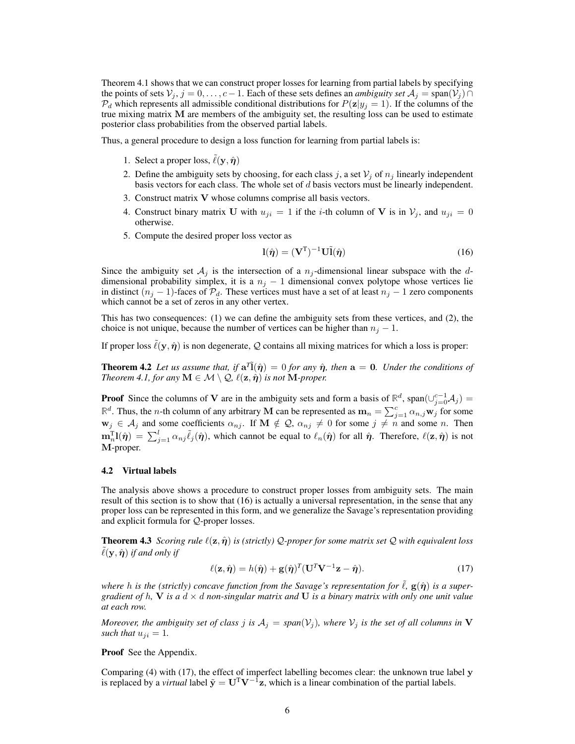Theorem 4.1 shows that we can construct proper losses for learning from partial labels by specifying the points of sets $\mathcal{V}_j, j = 0, \ldots, c-1$. Each of these sets defines an *ambiguity set* $\mathcal{A}_j = \text{span}(\mathcal{V}_j) \cap \mathcal{P}_d$ which represents all admissible conditional distributions for $P(\mathbf{z}|y_j = 1)$. If the columns of the true mixing matrix $\mathbf{M}$ are members of the ambiguity set, the resulting loss can be used to estimate posterior class probabilities from the observed partial labels.

Thus, a general procedure to design a loss function for learning from partial labels is:

1. Select a proper loss, $\tilde{\ell}(\mathbf{y}, \hat{\boldsymbol{\eta}})$
2. Define the ambiguity sets by choosing, for each class $j$, a set $\mathcal{V}_j$ of $n_j$ linearly independent basis vectors for each class. The whole set of $d$ basis vectors must be linearly independent.
3. Construct matrix $\mathbf{V}$ whose columns comprise all basis vectors.
4. Construct binary matrix $\mathbf{U}$ with $u_{ji} = 1$ if the $i$-th column of $\mathbf{V}$ is in $\mathcal{V}_j$, and $u_{ji} = 0$ otherwise.
5. Compute the desired proper loss vector as

$$\mathbf{l}(\hat{\boldsymbol{\eta}}) = (\mathbf{V}^{\mathrm{T}})^{-1}\mathbf{U}\tilde{\mathbf{l}}(\hat{\boldsymbol{\eta}}) \tag{16}$$

Since the ambiguity set $\mathcal{A}_j$ is the intersection of a $n_j$-dimensional linear subspace with the $d$-dimensional probability simplex, it is a $n_j - 1$ dimensional convex polytope whose vertices lie in distinct $(n_j - 1)$-faces of $\mathcal{P}_d$. These vertices must have a set of at least $n_j - 1$ zero components which cannot be a set of zeros in any other vertex.

This has two consequences: (1) we can define the ambiguity sets from these vertices, and (2), the choice is not unique, because the number of vertices can be higher than $n_j - 1$.

If proper loss $\tilde{\ell}(\mathbf{y}, \hat{\boldsymbol{\eta}})$ is non degenerate, $\mathcal{Q}$ contains all mixing matrices for which a loss is proper:

**Theorem 4.2** *Let us assume that, if $\mathbf{a}^T\tilde{\mathbf{l}}(\hat{\boldsymbol{\eta}}) = 0$ for any $\hat{\boldsymbol{\eta}}$, then $\mathbf{a} = \mathbf{0}$. Under the conditions of Theorem 4.1, for any $\mathbf{M} \in \mathcal{M} \setminus \mathcal{Q}$, $\ell(\mathbf{z}, \hat{\boldsymbol{\eta}})$ is not $\mathbf{M}$-proper.*

**Proof** Since the columns of $\mathbf{V}$ are in the ambiguity sets and form a basis of $\mathbb{R}^d$, $\text{span}(\cup_{j=0}^{c-1}\mathcal{A}_j) = \mathbb{R}^d$. Thus, the $n$-th column of any arbitrary $\mathbf{M}$ can be represented as $\mathbf{m}_n = \sum_{j=1}^{c} \alpha_{n,j}\mathbf{w}_j$ for some $\mathbf{w}_j \in \mathcal{A}_j$ and some coefficients $\alpha_{nj}$. If $\mathbf{M} \notin \mathcal{Q}$, $\alpha_{nj} \neq 0$ for some $j \neq n$ and some $n$. Then $\mathbf{m}_n^{\mathrm{T}}\mathbf{l}(\hat{\boldsymbol{\eta}}) = \sum_{j=1}^{l} \alpha_{nj}\tilde{\ell}_j(\hat{\boldsymbol{\eta}})$, which cannot be equal to $\ell_n(\hat{\boldsymbol{\eta}})$ for all $\hat{\boldsymbol{\eta}}$. Therefore, $\ell(\mathbf{z}, \hat{\boldsymbol{\eta}})$ is not $\mathbf{M}$-proper.

### 4.2 Virtual labels

The analysis above shows a procedure to construct proper losses from ambiguity sets. The main result of this section is to show that (16) is actually a universal representation, in the sense that any proper loss can be represented in this form, and we generalize the Savage's representation providing and explicit formula for $\mathcal{Q}$-proper losses.

**Theorem 4.3** *Scoring rule $\ell(\mathbf{z}, \hat{\boldsymbol{\eta}})$ is (strictly) $\mathcal{Q}$-proper for some matrix set $\mathcal{Q}$ with equivalent loss $\tilde{\ell}(\mathbf{y}, \hat{\boldsymbol{\eta}})$ if and only if*

$$\ell(\mathbf{z}, \hat{\boldsymbol{\eta}}) = h(\hat{\boldsymbol{\eta}}) + \mathbf{g}(\hat{\boldsymbol{\eta}})^T(\mathbf{U}^T\mathbf{V}^{-1}\mathbf{z} - \hat{\boldsymbol{\eta}}). \tag{17}$$

*where $h$ is the (strictly) concave function from the Savage's representation for $\tilde{\ell}$, $\mathbf{g}(\hat{\boldsymbol{\eta}})$ is a super-gradient of $h$, $\mathbf{V}$ is a $d \times d$ non-singular matrix and $\mathbf{U}$ is a binary matrix with only one unit value at each row.*

*Moreover, the ambiguity set of class $j$ is $\mathcal{A}_j = \text{span}(\mathcal{V}_j)$, where $\mathcal{V}_j$ is the set of all columns in $\mathbf{V}$ such that $u_{ji} = 1$.*

**Proof** See the Appendix.

Comparing (4) with (17), the effect of imperfect labelling becomes clear: the unknown true label $\mathbf{y}$ is replaced by a *virtual* label $\tilde{\mathbf{y}} = \mathbf{U}^{\mathrm{T}}\mathbf{V}^{-1}\mathbf{z}$, which is a linear combination of the partial labels.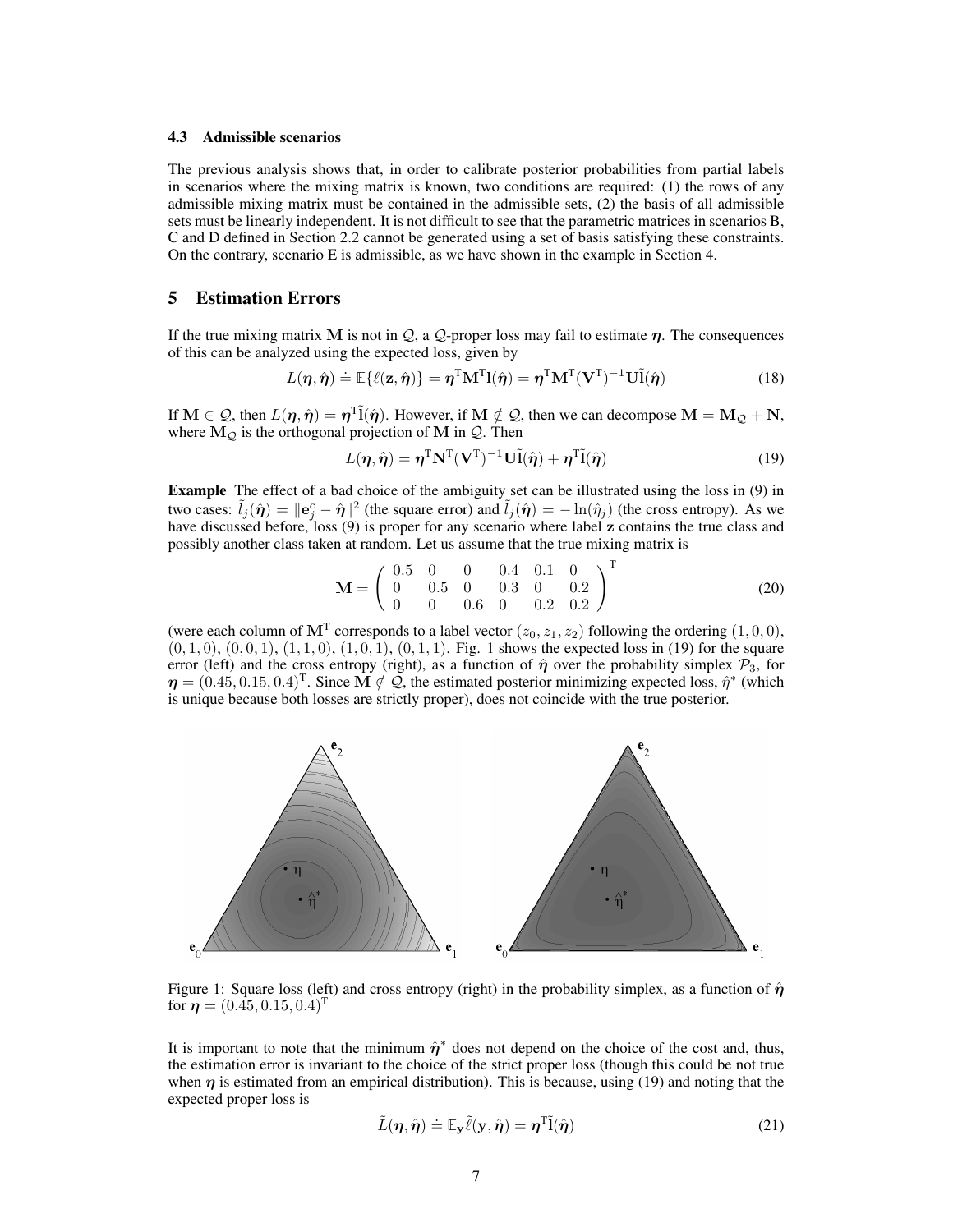### 4.3 Admissible scenarios

The previous analysis shows that, in order to calibrate posterior probabilities from partial labels in scenarios where the mixing matrix is known, two conditions are required: (1) the rows of any admissible mixing matrix must be contained in the admissible sets, (2) the basis of all admissible sets must be linearly independent. It is not difficult to see that the parametric matrices in scenarios B, C and D defined in Section 2.2 cannot be generated using a set of basis satisfying these constraints. On the contrary, scenario E is admissible, as we have shown in the example in Section 4.

## 5 Estimation Errors

If the true mixing matrix $\mathbf{M}$ is not in $\mathcal{Q}$, a $\mathcal{Q}$-proper loss may fail to estimate $\boldsymbol{\eta}$. The consequences of this can be analyzed using the expected loss, given by

$$L(\boldsymbol{\eta}, \hat{\boldsymbol{\eta}}) \doteq \mathbb{E}\{\ell(\mathbf{z}, \hat{\boldsymbol{\eta}})\} = \boldsymbol{\eta}^{\mathrm{T}}\mathbf{M}^{\mathrm{T}}\mathbf{l}(\hat{\boldsymbol{\eta}}) = \boldsymbol{\eta}^{\mathrm{T}}\mathbf{M}^{\mathrm{T}}(\mathbf{V}^{\mathrm{T}})^{-1}\mathbf{U}\tilde{\mathbf{l}}(\hat{\boldsymbol{\eta}}) \tag{18}$$

If $\mathbf{M} \in \mathcal{Q}$, then $L(\boldsymbol{\eta}, \hat{\boldsymbol{\eta}}) = \boldsymbol{\eta}^{\mathrm{T}}\tilde{\mathbf{l}}(\hat{\boldsymbol{\eta}})$. However, if $\mathbf{M} \notin \mathcal{Q}$, then we can decompose $\mathbf{M} = \mathbf{M}_{\mathcal{Q}} + \mathbf{N}$, where $\mathbf{M}_{\mathcal{Q}}$ is the orthogonal projection of $\mathbf{M}$ in $\mathcal{Q}$. Then

$$L(\boldsymbol{\eta}, \hat{\boldsymbol{\eta}}) = \boldsymbol{\eta}^{\mathrm{T}}\mathbf{N}^{\mathrm{T}}(\mathbf{V}^{\mathrm{T}})^{-1}\mathbf{U}\tilde{\mathbf{l}}(\hat{\boldsymbol{\eta}}) + \boldsymbol{\eta}^{\mathrm{T}}\tilde{\mathbf{l}}(\hat{\boldsymbol{\eta}}) \tag{19}$$

**Example** The effect of a bad choice of the ambiguity set can be illustrated using the loss in (9) in two cases: $\tilde{l}_j(\hat{\boldsymbol{\eta}}) = \|\mathbf{e}_j^c - \hat{\boldsymbol{\eta}}\|^2$ (the square error) and $\tilde{l}_j(\hat{\boldsymbol{\eta}}) = -\ln(\hat{\eta}_j)$ (the cross entropy). As we have discussed before, loss (9) is proper for any scenario where label $\mathbf{z}$ contains the true class and possibly another class taken at random. Let us assume that the true mixing matrix is

$$\mathbf{M} = \begin{pmatrix} 0.5 & 0 & 0 & 0.4 & 0.1 & 0 \\ 0 & 0.5 & 0 & 0.3 & 0 & 0.2 \\ 0 & 0 & 0.6 & 0 & 0.2 & 0.2 \end{pmatrix}^{\mathrm{T}} \tag{20}$$

(were each column of $\mathbf{M}^{\mathrm{T}}$ corresponds to a label vector $(z_0, z_1, z_2)$ following the ordering $(1,0,0)$, $(0,1,0)$, $(0,0,1)$, $(1,1,0)$, $(1,0,1)$, $(0,1,1)$. Fig. 1 shows the expected loss in (19) for the square error (left) and the cross entropy (right), as a function of $\hat{\boldsymbol{\eta}}$ over the probability simplex $\mathcal{P}_3$, for $\boldsymbol{\eta} = (0.45, 0.15, 0.4)^{\mathrm{T}}$. Since $\mathbf{M} \notin \mathcal{Q}$, the estimated posterior minimizing expected loss, $\hat{\eta}^*$ (which is unique because both losses are strictly proper), does not coincide with the true posterior.

Figure 1: Square loss (left) and cross entropy (right) in the probability simplex, as a function of $\hat{\boldsymbol{\eta}}$ for $\boldsymbol{\eta} = (0.45, 0.15, 0.4)^{\mathrm{T}}$

It is important to note that the minimum $\hat{\boldsymbol{\eta}}^*$ does not depend on the choice of the cost and, thus, the estimation error is invariant to the choice of the strict proper loss (though this could be not true when $\boldsymbol{\eta}$ is estimated from an empirical distribution). This is because, using (19) and noting that the expected proper loss is

$$\tilde{L}(\boldsymbol{\eta}, \hat{\boldsymbol{\eta}}) \doteq \mathbb{E}_{\mathbf{y}}\tilde{\ell}(\mathbf{y}, \hat{\boldsymbol{\eta}}) = \boldsymbol{\eta}^{\mathrm{T}}\tilde{\mathbf{l}}(\hat{\boldsymbol{\eta}}) \tag{21}$$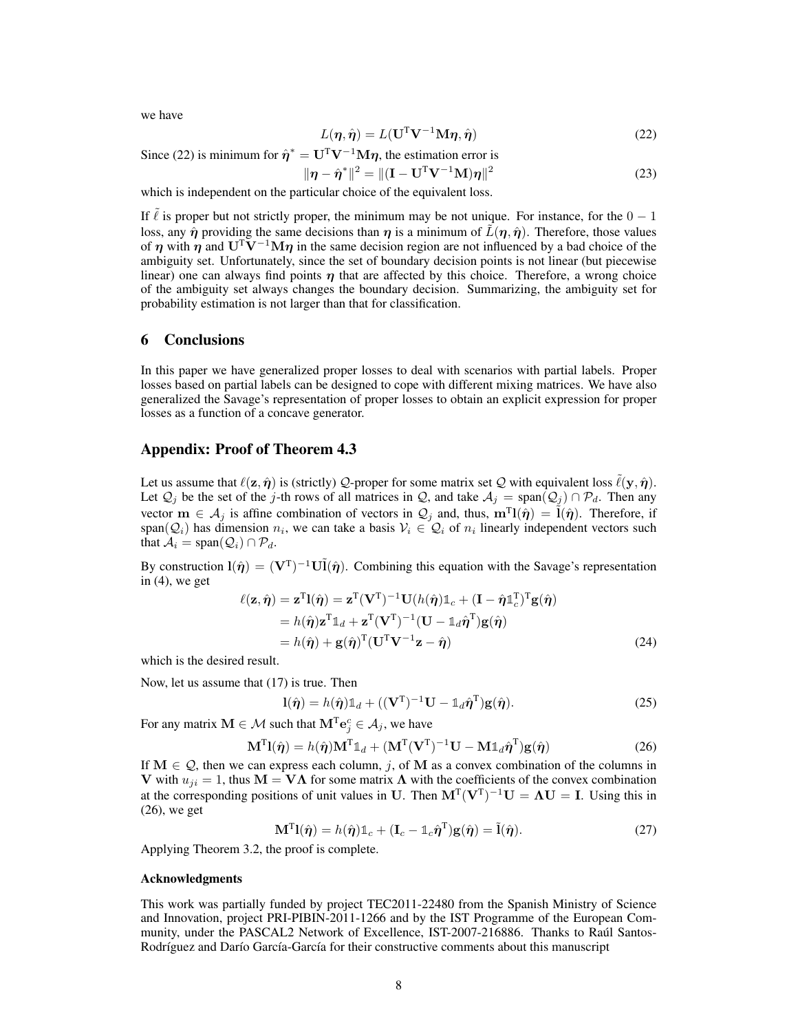we have

$$L(\boldsymbol{\eta}, \hat{\boldsymbol{\eta}}) = L(\mathbf{U}^{\mathrm{T}}\mathbf{V}^{-1}\mathbf{M}\boldsymbol{\eta}, \hat{\boldsymbol{\eta}}) \tag{22}$$

Since (22) is minimum for $\hat{\boldsymbol{\eta}}^* = \mathbf{U}^{\mathrm{T}}\mathbf{V}^{-1}\mathbf{M}\boldsymbol{\eta}$, the estimation error is

$$\|\boldsymbol{\eta} - \hat{\boldsymbol{\eta}}^*\|^2 = \|(\mathbf{I} - \mathbf{U}^{\mathrm{T}}\mathbf{V}^{-1}\mathbf{M})\boldsymbol{\eta}\|^2 \tag{23}$$

which is independent on the particular choice of the equivalent loss.

If $\tilde{\ell}$ is proper but not strictly proper, the minimum may be not unique. For instance, for the $0-1$ loss, any $\hat{\boldsymbol{\eta}}$ providing the same decisions than $\boldsymbol{\eta}$ is a minimum of $\tilde{L}(\boldsymbol{\eta}, \hat{\boldsymbol{\eta}})$. Therefore, those values of $\boldsymbol{\eta}$ with $\boldsymbol{\eta}$ and $\mathbf{U}^{\mathrm{T}}\mathbf{V}^{-1}\mathbf{M}\boldsymbol{\eta}$ in the same decision region are not influenced by a bad choice of the ambiguity set. Unfortunately, since the set of boundary decision points is not linear (but piecewise linear) one can always find points $\boldsymbol{\eta}$ that are affected by this choice. Therefore, a wrong choice of the ambiguity set always changes the boundary decision. Summarizing, the ambiguity set for probability estimation is not larger than that for classification.

## 6 Conclusions

In this paper we have generalized proper losses to deal with scenarios with partial labels. Proper losses based on partial labels can be designed to cope with different mixing matrices. We have also generalized the Savage's representation of proper losses to obtain an explicit expression for proper losses as a function of a concave generator.

## Appendix: Proof of Theorem 4.3

Let us assume that $\ell(\mathbf{z}, \hat{\boldsymbol{\eta}})$ is (strictly) $\mathcal{Q}$-proper for some matrix set $\mathcal{Q}$ with equivalent loss $\tilde{\ell}(\mathbf{y}, \hat{\boldsymbol{\eta}})$. Let $\mathcal{Q}_j$ be the set of the $j$-th rows of all matrices in $\mathcal{Q}$, and take $\mathcal{A}_j = \mathrm{span}(\mathcal{Q}_j) \cap \mathcal{P}_d$. Then any vector $\mathbf{m} \in \mathcal{A}_j$ is affine combination of vectors in $\mathcal{Q}_j$ and, thus, $\mathbf{m}^{\mathrm{T}}\mathbf{l}(\hat{\boldsymbol{\eta}}) = \tilde{\mathbf{l}}(\hat{\boldsymbol{\eta}})$. Therefore, if $\mathrm{span}(\mathcal{Q}_i)$ has dimension $n_i$, we can take a basis $\mathcal{V}_i \in \mathcal{Q}_i$ of $n_i$ linearly independent vectors such that $\mathcal{A}_i = \mathrm{span}(\mathcal{Q}_i) \cap \mathcal{P}_d$.

By construction $\mathbf{l}(\hat{\boldsymbol{\eta}}) = (\mathbf{V}^{\mathrm{T}})^{-1}\mathbf{U}\tilde{\mathbf{l}}(\hat{\boldsymbol{\eta}})$. Combining this equation with the Savage's representation in (4), we get

$$\begin{aligned}
\ell(\mathbf{z}, \hat{\boldsymbol{\eta}}) = \mathbf{z}^{\mathrm{T}}\mathbf{l}(\hat{\boldsymbol{\eta}}) &= \mathbf{z}^{\mathrm{T}}(\mathbf{V}^{\mathrm{T}})^{-1}\mathbf{U}(h(\hat{\boldsymbol{\eta}})\mathbb{1}_c + (\mathbf{I} - \hat{\boldsymbol{\eta}}\mathbb{1}_c^{\mathrm{T}})^{\mathrm{T}}\mathbf{g}(\hat{\boldsymbol{\eta}}) \\
&= h(\hat{\boldsymbol{\eta}})\mathbf{z}^{\mathrm{T}}\mathbb{1}_d + \mathbf{z}^{\mathrm{T}}(\mathbf{V}^{\mathrm{T}})^{-1}(\mathbf{U} - \mathbb{1}_d\hat{\boldsymbol{\eta}}^{\mathrm{T}})\mathbf{g}(\hat{\boldsymbol{\eta}}) \\
&= h(\hat{\boldsymbol{\eta}}) + \mathbf{g}(\hat{\boldsymbol{\eta}})^{\mathrm{T}}(\mathbf{U}^{\mathrm{T}}\mathbf{V}^{-1}\mathbf{z} - \hat{\boldsymbol{\eta}})
\end{aligned} \tag{24}$$

which is the desired result.

Now, let us assume that (17) is true. Then

$$\mathbf{l}(\hat{\boldsymbol{\eta}}) = h(\hat{\boldsymbol{\eta}})\mathbb{1}_d + ((\mathbf{V}^{\mathrm{T}})^{-1}\mathbf{U} - \mathbb{1}_d\hat{\boldsymbol{\eta}}^{\mathrm{T}})\mathbf{g}(\hat{\boldsymbol{\eta}}). \tag{25}$$

For any matrix $\mathbf{M} \in \mathcal{M}$ such that $\mathbf{M}^{\mathrm{T}}\mathbf{e}_j^c \in \mathcal{A}_j$, we have

$$\mathbf{M}^{\mathrm{T}}\mathbf{l}(\hat{\boldsymbol{\eta}}) = h(\hat{\boldsymbol{\eta}})\mathbf{M}^{\mathrm{T}}\mathbb{1}_d + (\mathbf{M}^{\mathrm{T}}(\mathbf{V}^{\mathrm{T}})^{-1}\mathbf{U} - \mathbf{M}\mathbb{1}_d\hat{\boldsymbol{\eta}}^{\mathrm{T}})\mathbf{g}(\hat{\boldsymbol{\eta}}) \tag{26}$$

If $\mathbf{M} \in \mathcal{Q}$, then we can express each column, $j$, of $\mathbf{M}$ as a convex combination of the columns in $\mathbf{V}$ with $u_{ji} = 1$, thus $\mathbf{M} = \mathbf{V}\boldsymbol{\Lambda}$ for some matrix $\boldsymbol{\Lambda}$ with the coefficients of the convex combination at the corresponding positions of unit values in $\mathbf{U}$. Then $\mathbf{M}^{\mathrm{T}}(\mathbf{V}^{\mathrm{T}})^{-1}\mathbf{U} = \boldsymbol{\Lambda}\mathbf{U} = \mathbf{I}$. Using this in (26), we get

$$\mathbf{M}^{\mathrm{T}}\mathbf{l}(\hat{\boldsymbol{\eta}}) = h(\hat{\boldsymbol{\eta}})\mathbb{1}_c + (\mathbf{I}_c - \mathbb{1}_c\hat{\boldsymbol{\eta}}^{\mathrm{T}})\mathbf{g}(\hat{\boldsymbol{\eta}}) = \tilde{\mathbf{l}}(\hat{\boldsymbol{\eta}}). \tag{27}$$

Applying Theorem 3.2, the proof is complete.

### Acknowledgments

This work was partially funded by project TEC2011-22480 from the Spanish Ministry of Science and Innovation, project PRI-PIBIN-2011-1266 and by the IST Programme of the European Community, under the PASCAL2 Network of Excellence, IST-2007-216886. Thanks to Raúl Santos-Rodríguez and Darío García-García for their constructive comments about this manuscript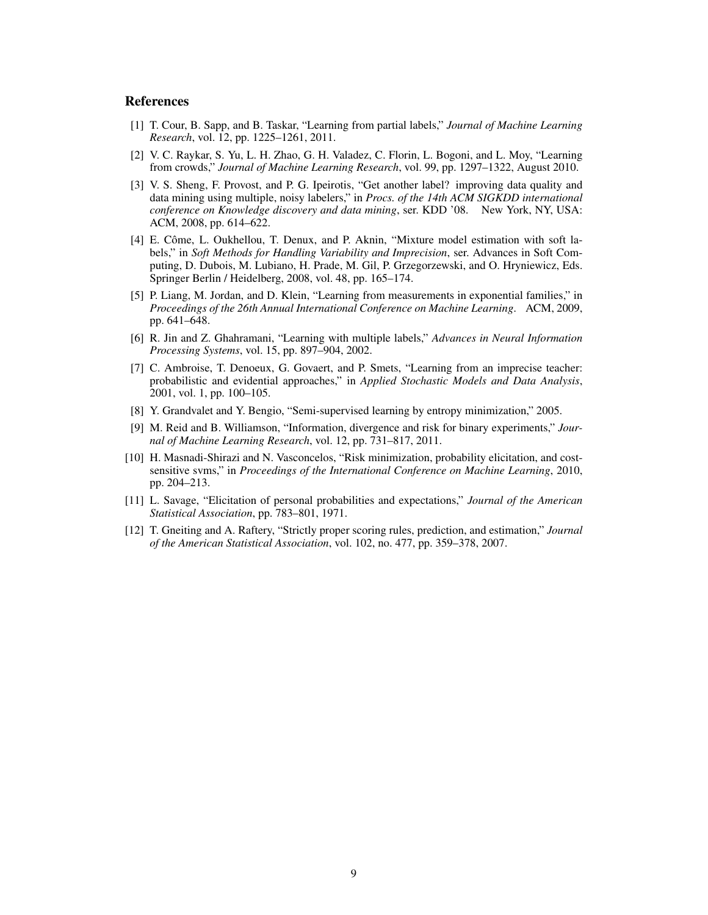## References

[1] T. Cour, B. Sapp, and B. Taskar, "Learning from partial labels," *Journal of Machine Learning Research*, vol. 12, pp. 1225–1261, 2011.

[2] V. C. Raykar, S. Yu, L. H. Zhao, G. H. Valadez, C. Florin, L. Bogoni, and L. Moy, "Learning from crowds," *Journal of Machine Learning Research*, vol. 99, pp. 1297–1322, August 2010.

[3] V. S. Sheng, F. Provost, and P. G. Ipeirotis, "Get another label? improving data quality and data mining using multiple, noisy labelers," in *Procs. of the 14th ACM SIGKDD international conference on Knowledge discovery and data mining*, ser. KDD '08. New York, NY, USA: ACM, 2008, pp. 614–622.

[4] E. Côme, L. Oukhellou, T. Denux, and P. Aknin, "Mixture model estimation with soft labels," in *Soft Methods for Handling Variability and Imprecision*, ser. Advances in Soft Computing, D. Dubois, M. Lubiano, H. Prade, M. Gil, P. Grzegorzewski, and O. Hryniewicz, Eds. Springer Berlin / Heidelberg, 2008, vol. 48, pp. 165–174.

[5] P. Liang, M. Jordan, and D. Klein, "Learning from measurements in exponential families," in *Proceedings of the 26th Annual International Conference on Machine Learning*. ACM, 2009, pp. 641–648.

[6] R. Jin and Z. Ghahramani, "Learning with multiple labels," *Advances in Neural Information Processing Systems*, vol. 15, pp. 897–904, 2002.

[7] C. Ambroise, T. Denoeux, G. Govaert, and P. Smets, "Learning from an imprecise teacher: probabilistic and evidential approaches," in *Applied Stochastic Models and Data Analysis*, 2001, vol. 1, pp. 100–105.

[8] Y. Grandvalet and Y. Bengio, "Semi-supervised learning by entropy minimization," 2005.

[9] M. Reid and B. Williamson, "Information, divergence and risk for binary experiments," *Journal of Machine Learning Research*, vol. 12, pp. 731–817, 2011.

[10] H. Masnadi-Shirazi and N. Vasconcelos, "Risk minimization, probability elicitation, and cost-sensitive svms," in *Proceedings of the International Conference on Machine Learning*, 2010, pp. 204–213.

[11] L. Savage, "Elicitation of personal probabilities and expectations," *Journal of the American Statistical Association*, pp. 783–801, 1971.

[12] T. Gneiting and A. Raftery, "Strictly proper scoring rules, prediction, and estimation," *Journal of the American Statistical Association*, vol. 102, no. 477, pp. 359–378, 2007.